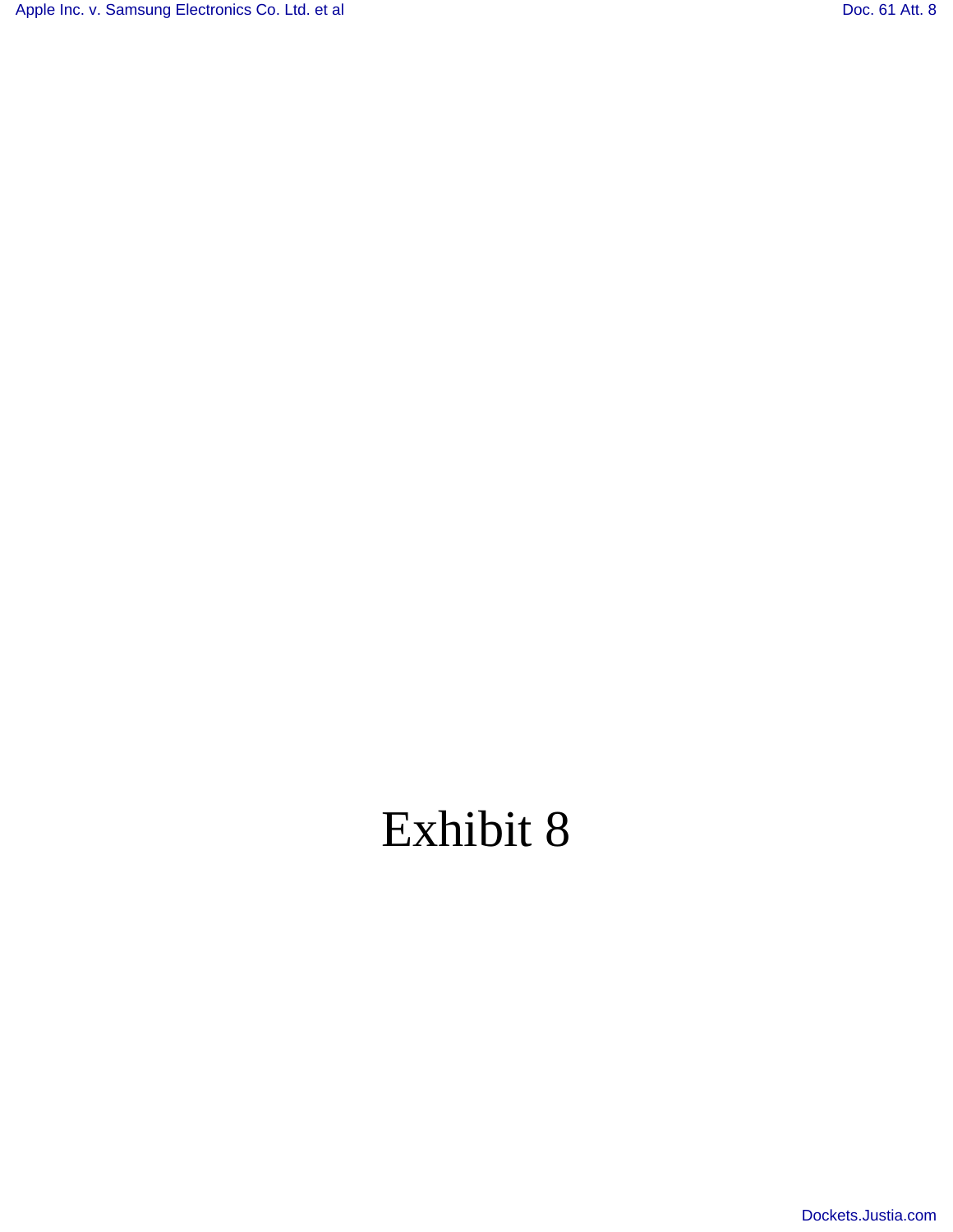# Exhibit 8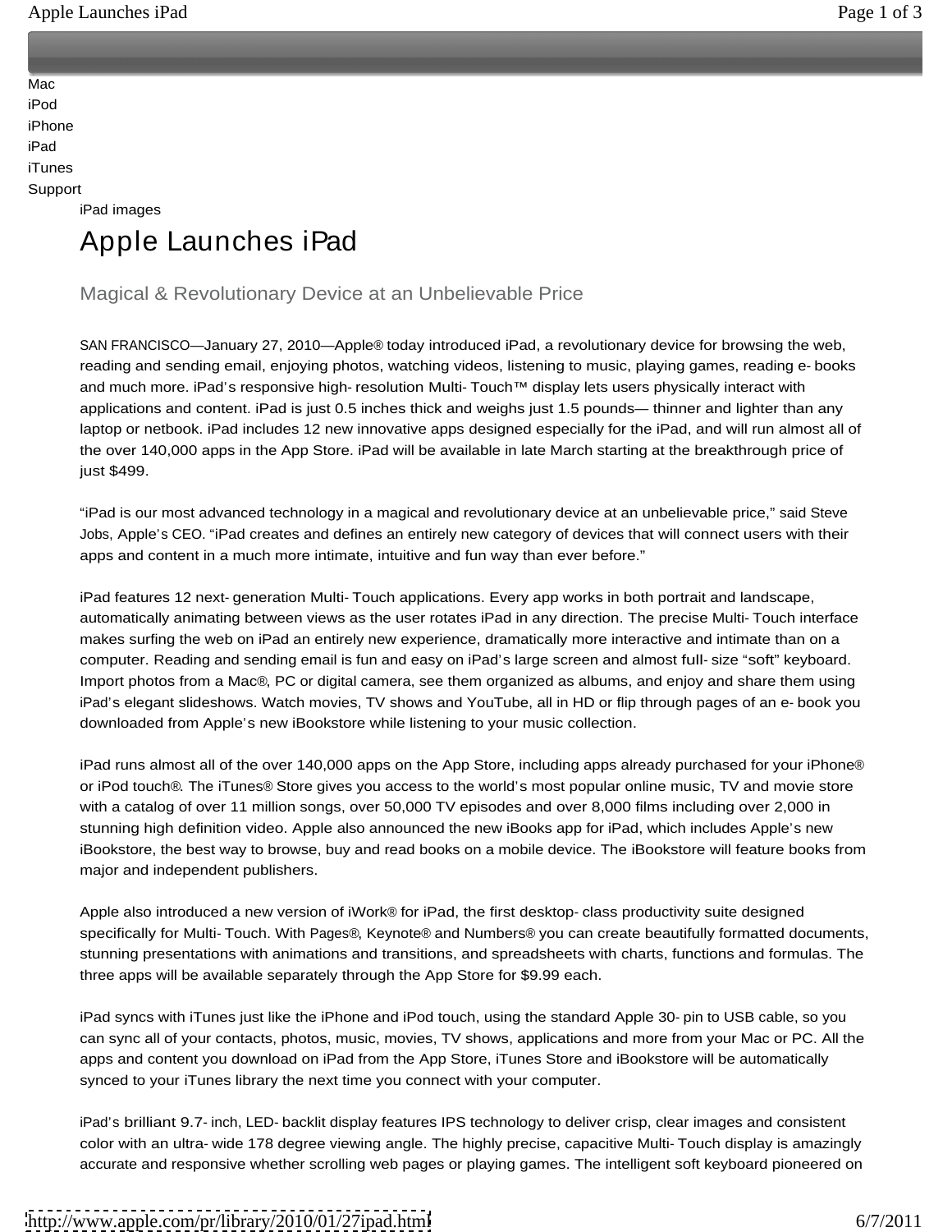Mac
iPod
iPhone
iPad
iTunes
Support

iPad images

# Apple Launches iPad

## Magical & Revolutionary Device at an Unbelievable Price

SAN FRANCISCO—January 27, 2010—Apple® today introduced iPad, a revolutionary device for browsing the web, reading and sending email, enjoying photos, watching videos, listening to music, playing games, reading e-books and much more. iPad's responsive high-resolution Multi-Touch™ display lets users physically interact with applications and content. iPad is just 0.5 inches thick and weighs just 1.5 pounds— thinner and lighter than any laptop or netbook. iPad includes 12 new innovative apps designed especially for the iPad, and will run almost all of the over 140,000 apps in the App Store. iPad will be available in late March starting at the breakthrough price of just $499.

"iPad is our most advanced technology in a magical and revolutionary device at an unbelievable price," said Steve Jobs, Apple's CEO. "iPad creates and defines an entirely new category of devices that will connect users with their apps and content in a much more intimate, intuitive and fun way than ever before."

iPad features 12 next-generation Multi-Touch applications. Every app works in both portrait and landscape, automatically animating between views as the user rotates iPad in any direction. The precise Multi-Touch interface makes surfing the web on iPad an entirely new experience, dramatically more interactive and intimate than on a computer. Reading and sending email is fun and easy on iPad's large screen and almost full-size "soft" keyboard. Import photos from a Mac®, PC or digital camera, see them organized as albums, and enjoy and share them using iPad's elegant slideshows. Watch movies, TV shows and YouTube, all in HD or flip through pages of an e-book you downloaded from Apple's new iBookstore while listening to your music collection.

iPad runs almost all of the over 140,000 apps on the App Store, including apps already purchased for your iPhone® or iPod touch®. The iTunes® Store gives you access to the world's most popular online music, TV and movie store with a catalog of over 11 million songs, over 50,000 TV episodes and over 8,000 films including over 2,000 in stunning high definition video. Apple also announced the new iBooks app for iPad, which includes Apple's new iBookstore, the best way to browse, buy and read books on a mobile device. The iBookstore will feature books from major and independent publishers.

Apple also introduced a new version of iWork® for iPad, the first desktop-class productivity suite designed specifically for Multi-Touch. With Pages®, Keynote® and Numbers® you can create beautifully formatted documents, stunning presentations with animations and transitions, and spreadsheets with charts, functions and formulas. The three apps will be available separately through the App Store for $9.99 each.

iPad syncs with iTunes just like the iPhone and iPod touch, using the standard Apple 30-pin to USB cable, so you can sync all of your contacts, photos, music, movies, TV shows, applications and more from your Mac or PC. All the apps and content you download on iPad from the App Store, iTunes Store and iBookstore will be automatically synced to your iTunes library the next time you connect with your computer.

iPad's brilliant 9.7-inch, LED-backlit display features IPS technology to deliver crisp, clear images and consistent color with an ultra-wide 178 degree viewing angle. The highly precise, capacitive Multi-Touch display is amazingly accurate and responsive whether scrolling web pages or playing games. The intelligent soft keyboard pioneered on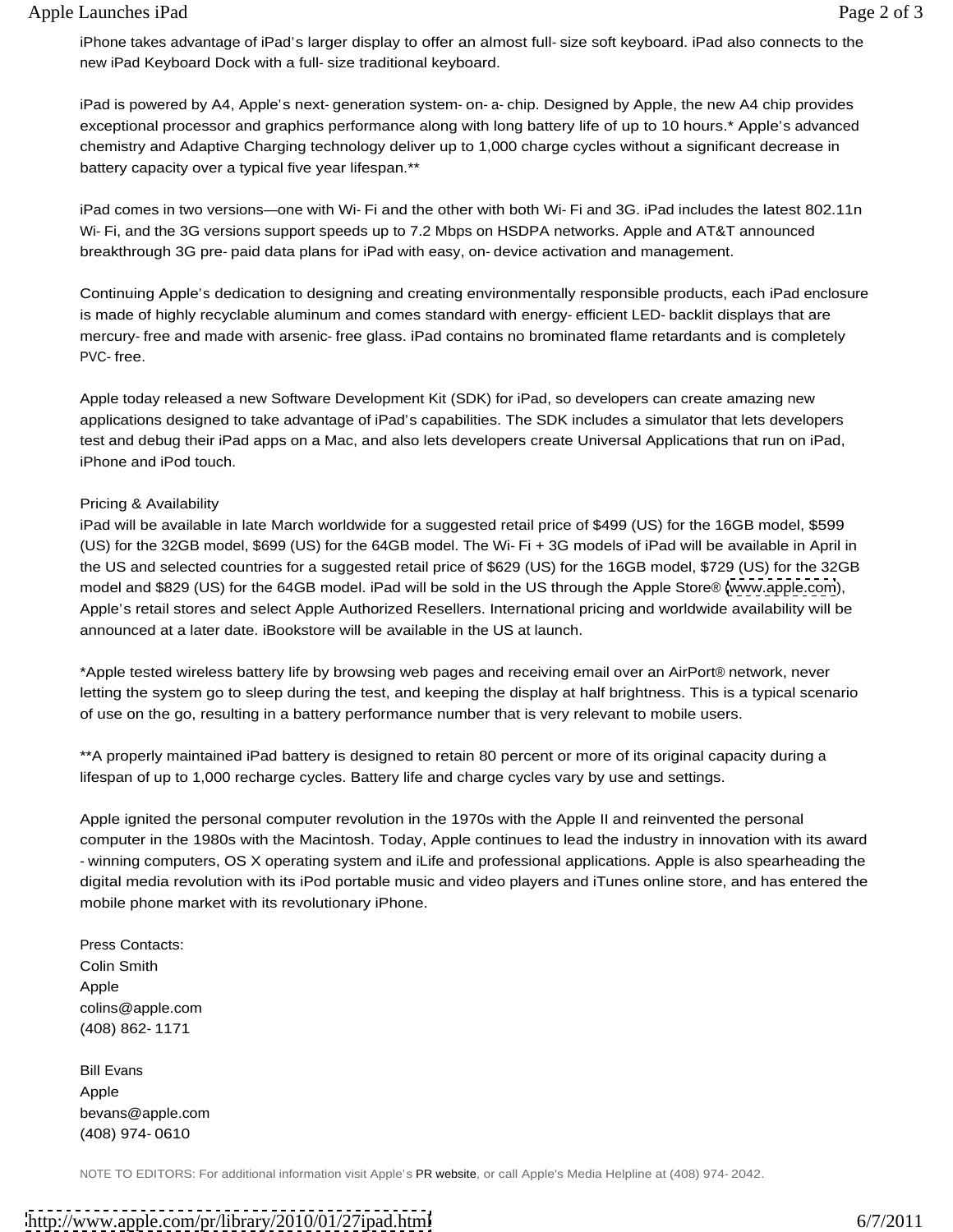iPhone takes advantage of iPad's larger display to offer an almost full- size soft keyboard. iPad also connects to the new iPad Keyboard Dock with a full- size traditional keyboard.

iPad is powered by A4, Apple's next- generation system- on- a- chip. Designed by Apple, the new A4 chip provides exceptional processor and graphics performance along with long battery life of up to 10 hours.* Apple's advanced chemistry and Adaptive Charging technology deliver up to 1,000 charge cycles without a significant decrease in battery capacity over a typical five year lifespan.**

iPad comes in two versions—one with Wi- Fi and the other with both Wi- Fi and 3G. iPad includes the latest 802.11n Wi- Fi, and the 3G versions support speeds up to 7.2 Mbps on HSDPA networks. Apple and AT&T announced breakthrough 3G pre- paid data plans for iPad with easy, on- device activation and management.

Continuing Apple's dedication to designing and creating environmentally responsible products, each iPad enclosure is made of highly recyclable aluminum and comes standard with energy- efficient LED- backlit displays that are mercury- free and made with arsenic- free glass. iPad contains no brominated flame retardants and is completely PVC- free.

Apple today released a new Software Development Kit (SDK) for iPad, so developers can create amazing new applications designed to take advantage of iPad's capabilities. The SDK includes a simulator that lets developers test and debug their iPad apps on a Mac, and also lets developers create Universal Applications that run on iPad, iPhone and iPod touch.

Pricing & Availability

iPad will be available in late March worldwide for a suggested retail price of $499 (US) for the 16GB model, $599 (US) for the 32GB model, $699 (US) for the 64GB model. The Wi- Fi + 3G models of iPad will be available in April in the US and selected countries for a suggested retail price of $629 (US) for the 16GB model, $729 (US) for the 32GB model and $829 (US) for the 64GB model. iPad will be sold in the US through the Apple Store® (www.apple.com), Apple's retail stores and select Apple Authorized Resellers. International pricing and worldwide availability will be announced at a later date. iBookstore will be available in the US at launch.

*Apple tested wireless battery life by browsing web pages and receiving email over an AirPort® network, never letting the system go to sleep during the test, and keeping the display at half brightness. This is a typical scenario of use on the go, resulting in a battery performance number that is very relevant to mobile users.

**A properly maintained iPad battery is designed to retain 80 percent or more of its original capacity during a lifespan of up to 1,000 recharge cycles. Battery life and charge cycles vary by use and settings.

Apple ignited the personal computer revolution in the 1970s with the Apple II and reinvented the personal computer in the 1980s with the Macintosh. Today, Apple continues to lead the industry in innovation with its award - winning computers, OS X operating system and iLife and professional applications. Apple is also spearheading the digital media revolution with its iPod portable music and video players and iTunes online store, and has entered the mobile phone market with its revolutionary iPhone.

Press Contacts:
Colin Smith
Apple
colins@apple.com
(408) 862- 1171

Bill Evans
Apple
bevans@apple.com
(408) 974- 0610

NOTE TO EDITORS: For additional information visit Apple's PR website, or call Apple's Media Helpline at (408) 974- 2042.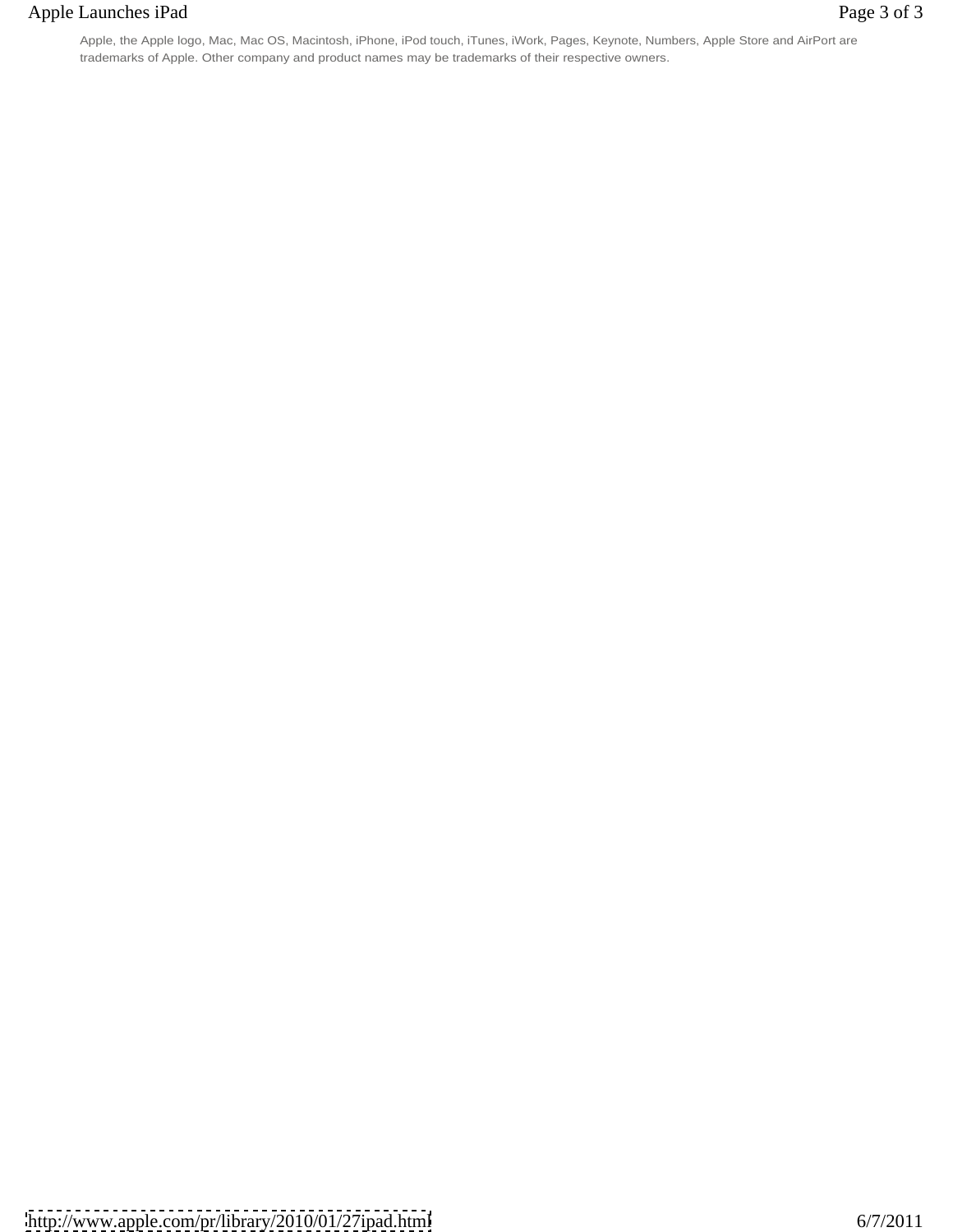Apple, the Apple logo, Mac, Mac OS, Macintosh, iPhone, iPod touch, iTunes, iWork, Pages, Keynote, Numbers, Apple Store and AirPort are trademarks of Apple. Other company and product names may be trademarks of their respective owners.